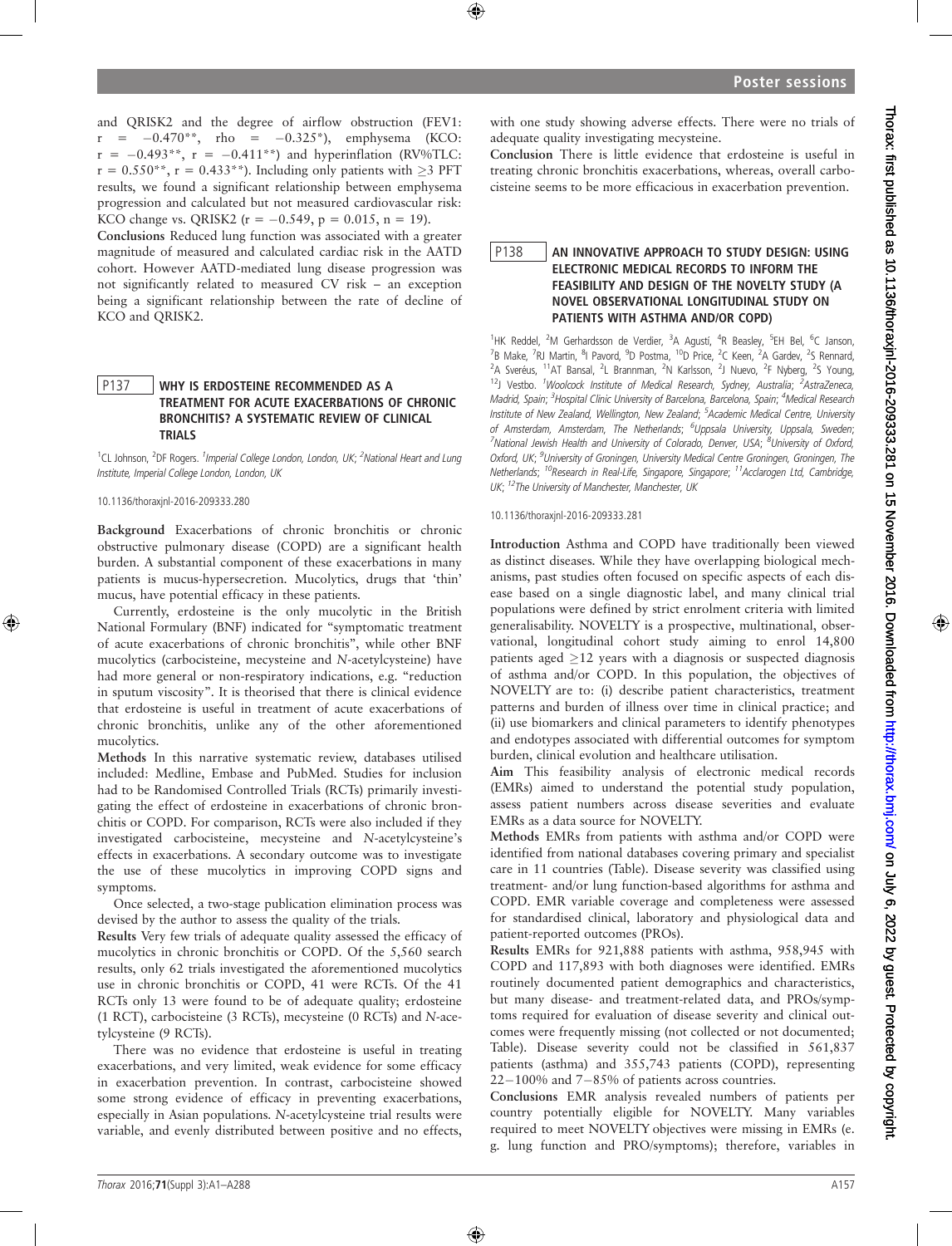and QRISK2 and the degree of airflow obstruction (FEV1: r = −0.470**, rho = −0.325*), emphysema (KCO: r = −0.493**, r = −0.411**) and hyperinflation (RV%TLC: r = 0.550**, r = 0.433**). Including only patients with ≥3 PFT results, we found a significant relationship between emphysema progression and calculated but not measured cardiovascular risk: KCO change vs. QRISK2 (r = −0.549, p = 0.015, n = 19).

**Conclusions** Reduced lung function was associated with a greater magnitude of measured and calculated cardiac risk in the AATD cohort. However AATD-mediated lung disease progression was not significantly related to measured CV risk – an exception being a significant relationship between the rate of decline of KCO and QRISK2.

## P137 WHY IS ERDOSTEINE RECOMMENDED AS A TREATMENT FOR ACUTE EXACERBATIONS OF CHRONIC BRONCHITIS? A SYSTEMATIC REVIEW OF CLINICAL TRIALS

[1]CL Johnson, [2]DF Rogers. [1]*Imperial College London, London, UK;* [2]*National Heart and Lung Institute, Imperial College London, London, UK*

10.1136/thoraxjnl-2016-209333.280

**Background** Exacerbations of chronic bronchitis or chronic obstructive pulmonary disease (COPD) are a significant health burden. A substantial component of these exacerbations in many patients is mucus-hypersecretion. Mucolytics, drugs that 'thin' mucus, have potential efficacy in these patients.

Currently, erdosteine is the only mucolytic in the British National Formulary (BNF) indicated for "symptomatic treatment of acute exacerbations of chronic bronchitis", while other BNF mucolytics (carbocisteine, mecysteine and *N*-acetylcysteine) have had more general or non-respiratory indications, e.g. "reduction in sputum viscosity". It is theorised that there is clinical evidence that erdosteine is useful in treatment of acute exacerbations of chronic bronchitis, unlike any of the other aforementioned mucolytics.

**Methods** In this narrative systematic review, databases utilised included: Medline, Embase and PubMed. Studies for inclusion had to be Randomised Controlled Trials (RCTs) primarily investigating the effect of erdosteine in exacerbations of chronic bronchitis or COPD. For comparison, RCTs were also included if they investigated carbocisteine, mecysteine and *N*-acetylcysteine's effects in exacerbations. A secondary outcome was to investigate the use of these mucolytics in improving COPD signs and symptoms.

Once selected, a two-stage publication elimination process was devised by the author to assess the quality of the trials.

**Results** Very few trials of adequate quality assessed the efficacy of mucolytics in chronic bronchitis or COPD. Of the 5,560 search results, only 62 trials investigated the aforementioned mucolytics use in chronic bronchitis or COPD, 41 were RCTs. Of the 41 RCTs only 13 were found to be of adequate quality; erdosteine (1 RCT), carbocisteine (3 RCTs), mecysteine (0 RCTs) and *N*-acetylcysteine (9 RCTs).

There was no evidence that erdosteine is useful in treating exacerbations, and very limited, weak evidence for some efficacy in exacerbation prevention. In contrast, carbocisteine showed some strong evidence of efficacy in preventing exacerbations, especially in Asian populations. *N*-acetylcysteine trial results were variable, and evenly distributed between positive and no effects, with one study showing adverse effects. There were no trials of adequate quality investigating mecysteine.

**Conclusion** There is little evidence that erdosteine is useful in treating chronic bronchitis exacerbations, whereas, overall carbocisteine seems to be more efficacious in exacerbation prevention.

## P138 AN INNOVATIVE APPROACH TO STUDY DESIGN: USING ELECTRONIC MEDICAL RECORDS TO INFORM THE FEASIBILITY AND DESIGN OF THE NOVELTY STUDY (A NOVEL OBSERVATIONAL LONGITUDINAL STUDY ON PATIENTS WITH ASTHMA AND/OR COPD)

[1]HK Reddel, [2]M Gerhardsson de Verdier, [3]A Agustí, [4]R Beasley, [5]EH Bel, [6]C Janson, [7]B Make, [7]RJ Martin, [8]I Pavord, [9]D Postma, [10]D Price, [2]C Keen, [2]A Gardev, [2]S Rennard, [2]A Sveréus, [11]AT Bansal, [2]L Brannman, [2]N Karlsson, [2]J Nuevo, [2]F Nyberg, [2]S Young, [12]J Vestbo. [1]*Woolcock Institute of Medical Research, Sydney, Australia;* [2]*AstraZeneca, Madrid, Spain;* [3]*Hospital Clinic University of Barcelona, Barcelona, Spain;* [4]*Medical Research Institute of New Zealand, Wellington, New Zealand;* [5]*Academic Medical Centre, University of Amsterdam, Amsterdam, The Netherlands;* [6]*Uppsala University, Uppsala, Sweden;* [7]*National Jewish Health and University of Colorado, Denver, USA;* [8]*University of Oxford, Oxford, UK;* [9]*University of Groningen, University Medical Centre Groningen, Groningen, The Netherlands;* [10]*Research in Real-Life, Singapore, Singapore;* [11]*Acclarogen Ltd, Cambridge, UK;* [12]*The University of Manchester, Manchester, UK*

10.1136/thoraxjnl-2016-209333.281

**Introduction** Asthma and COPD have traditionally been viewed as distinct diseases. While they have overlapping biological mechanisms, past studies often focused on specific aspects of each disease based on a single diagnostic label, and many clinical trial populations were defined by strict enrolment criteria with limited generalisability. NOVELTY is a prospective, multinational, observational, longitudinal cohort study aiming to enrol 14,800 patients aged ≥12 years with a diagnosis or suspected diagnosis of asthma and/or COPD. In this population, the objectives of NOVELTY are to: (i) describe patient characteristics, treatment patterns and burden of illness over time in clinical practice; and (ii) use biomarkers and clinical parameters to identify phenotypes and endotypes associated with differential outcomes for symptom burden, clinical evolution and healthcare utilisation.

**Aim** This feasibility analysis of electronic medical records (EMRs) aimed to understand the potential study population, assess patient numbers across disease severities and evaluate EMRs as a data source for NOVELTY.

**Methods** EMRs from patients with asthma and/or COPD were identified from national databases covering primary and specialist care in 11 countries (Table). Disease severity was classified using treatment- and/or lung function-based algorithms for asthma and COPD. EMR variable coverage and completeness were assessed for standardised clinical, laboratory and physiological data and patient-reported outcomes (PROs).

**Results** EMRs for 921,888 patients with asthma, 958,945 with COPD and 117,893 with both diagnoses were identified. EMRs routinely documented patient demographics and characteristics, but many disease- and treatment-related data, and PROs/symptoms required for evaluation of disease severity and clinical outcomes were frequently missing (not collected or not documented; Table). Disease severity could not be classified in 561,837 patients (asthma) and 355,743 patients (COPD), representing 22−100% and 7−85% of patients across countries.

**Conclusions** EMR analysis revealed numbers of patients per country potentially eligible for NOVELTY. Many variables required to meet NOVELTY objectives were missing in EMRs (e.g. lung function and PRO/symptoms); therefore, variables in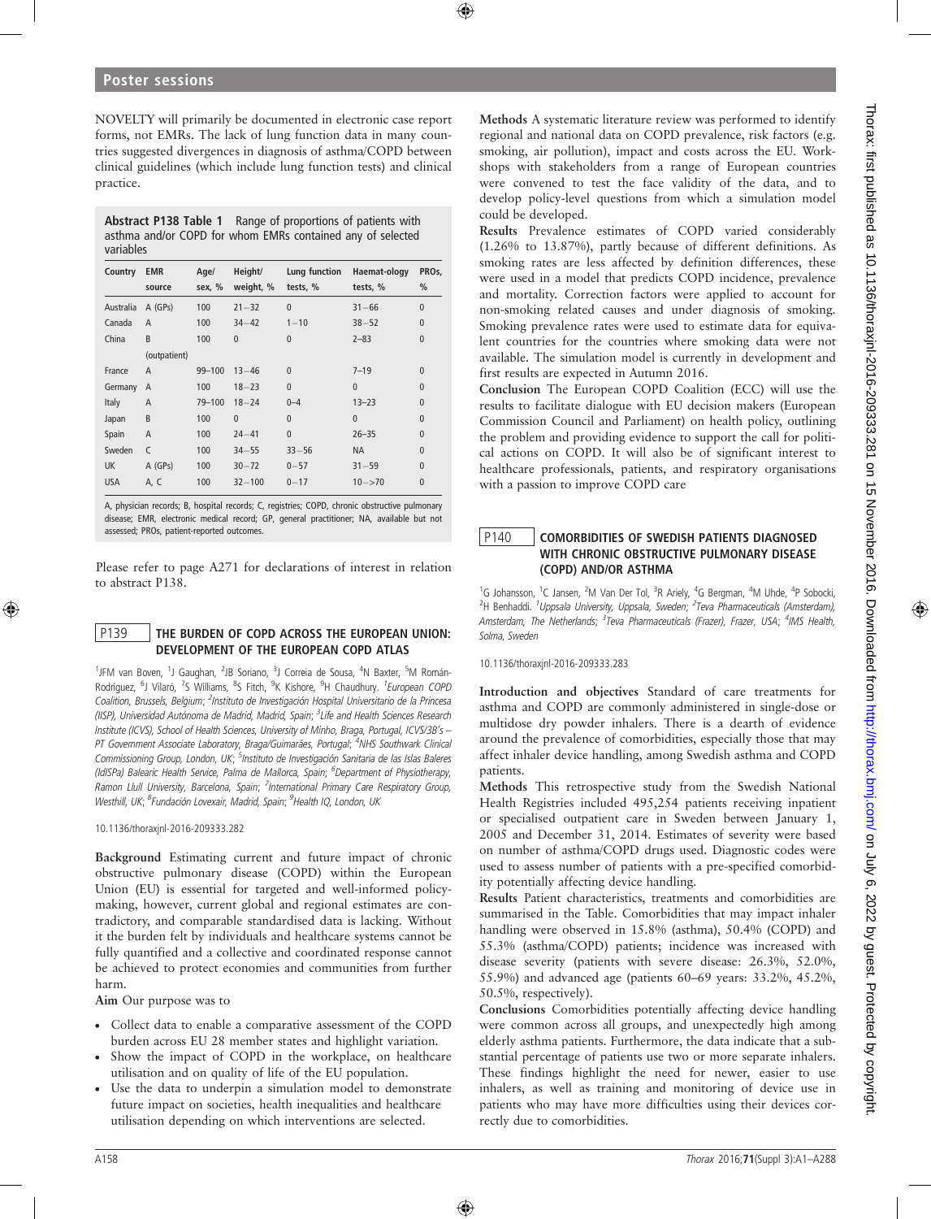NOVELTY will primarily be documented in electronic case report forms, not EMRs. The lack of lung function data in many countries suggested divergences in diagnosis of asthma/COPD between clinical guidelines (which include lung function tests) and clinical practice.

**Abstract P138 Table 1** Range of proportions of patients with asthma and/or COPD for whom EMRs contained any of selected variables

| Country | EMR source | Age/sex, % | Height/weight, % | Lung function tests, % | Haematology tests, % | PROs, % |
|---|---|---|---|---|---|---|
| Australia | A (GPs) | 100 | 21–32 | 0 | 31–66 | 0 |
| Canada | A | 100 | 34–42 | 1–10 | 38–52 | 0 |
| China | B (outpatient) | 100 | 0 | 0 | 2–83 | 0 |
| France | A | 99–100 | 13–46 | 0 | 7–19 | 0 |
| Germany | A | 100 | 18–23 | 0 | 0 | 0 |
| Italy | A | 79–100 | 18–24 | 0–4 | 13–23 | 0 |
| Japan | B | 100 | 0 | 0 | 0 | 0 |
| Spain | A | 100 | 24–41 | 0 | 26–35 | 0 |
| Sweden | C | 100 | 34–55 | 33–56 | NA | 0 |
| UK | A (GPs) | 100 | 30–72 | 0–57 | 31–59 | 0 |
| USA | A, C | 100 | 32–100 | 0–17 | 10–>70 | 0 |

A, physician records; B, hospital records; C, registries; COPD, chronic obstructive pulmonary disease; EMR, electronic medical record; GP, general practitioner; NA, available but not assessed; PROs, patient-reported outcomes.

Please refer to page A271 for declarations of interest in relation to abstract P138.

## P139 THE BURDEN OF COPD ACROSS THE EUROPEAN UNION: DEVELOPMENT OF THE EUROPEAN COPD ATLAS

[1]JFM van Boven, [1]J Gaughan, [2]JB Soriano, [3]J Correia de Sousa, [4]N Baxter, [5]M Román-Rodríguez, [6]J Vilaró, [7]S Williams, [8]S Fitch, [9]K Kishore, [9]H Chaudhury. [1]*European COPD Coalition, Brussels, Belgium*; [2]*Instituto de Investigación Hospital Universitario de la Princesa (IISP), Universidad Autónoma de Madrid, Madrid, Spain*; [3]*Life and Health Sciences Research Institute (ICVS), School of Health Sciences, University of Minho, Braga, Portugal, ICVS/3B's – PT Government Associate Laboratory, Braga/Guimarães, Portugal*; [4]*NHS Southwark Clinical Commissioning Group, London, UK*; [5]*Instituto de Investigación Sanitaria de las Islas Baleares (IdISPa) Balearic Health Service, Palma de Mallorca, Spain*; [6]*Department of Physiotherapy, Ramon Llull University, Barcelona, Spain*; [7]*International Primary Care Respiratory Group, Westhill, UK*; [8]*Fundación Lovexair, Madrid, Spain*; [9]*Health IQ, London, UK*

10.1136/thoraxjnl-2016-209333.282

**Background** Estimating current and future impact of chronic obstructive pulmonary disease (COPD) within the European Union (EU) is essential for targeted and well-informed policy-making, however, current global and regional estimates are contradictory, and comparable standardised data is lacking. Without it the burden felt by individuals and healthcare systems cannot be fully quantified and a collective and coordinated response cannot be achieved to protect economies and communities from further harm.

**Aim** Our purpose was to

- Collect data to enable a comparative assessment of the COPD burden across EU 28 member states and highlight variation.
- Show the impact of COPD in the workplace, on healthcare utilisation and on quality of life of the EU population.
- Use the data to underpin a simulation model to demonstrate future impact on societies, health inequalities and healthcare utilisation depending on which interventions are selected.

**Methods** A systematic literature review was performed to identify regional and national data on COPD prevalence, risk factors (e.g. smoking, air pollution), impact and costs across the EU. Workshops with stakeholders from a range of European countries were convened to test the face validity of the data, and to develop policy-level questions from which a simulation model could be developed.

**Results** Prevalence estimates of COPD varied considerably (1.26% to 13.87%), partly because of different definitions. As smoking rates are less affected by definition differences, these were used in a model that predicts COPD incidence, prevalence and mortality. Correction factors were applied to account for non-smoking related causes and under diagnosis of smoking. Smoking prevalence rates were used to estimate data for equivalent countries for the countries where smoking data were not available. The simulation model is currently in development and first results are expected in Autumn 2016.

**Conclusion** The European COPD Coalition (ECC) will use the results to facilitate dialogue with EU decision makers (European Commission Council and Parliament) on health policy, outlining the problem and providing evidence to support the call for political actions on COPD. It will also be of significant interest to healthcare professionals, patients, and respiratory organisations with a passion to improve COPD care

## P140 COMORBIDITIES OF SWEDISH PATIENTS DIAGNOSED WITH CHRONIC OBSTRUCTIVE PULMONARY DISEASE (COPD) AND/OR ASTHMA

[1]G Johansson, [1]C Jansen, [2]M Van Der Tol, [3]R Ariely, [4]G Bergman, [4]M Uhde, [4]P Sobocki, [2]H Benhaddi. [1]*Uppsala University, Uppsala, Sweden*; [2]*Teva Pharmaceuticals (Amsterdam), Amsterdam, The Netherlands*; [3]*Teva Pharmaceuticals (Frazer), Frazer, USA*; [4]*IMS Health, Solma, Sweden*

10.1136/thoraxjnl-2016-209333.283

**Introduction and objectives** Standard of care treatments for asthma and COPD are commonly administered in single-dose or multidose dry powder inhalers. There is a dearth of evidence around the prevalence of comorbidities, especially those that may affect inhaler device handling, among Swedish asthma and COPD patients.

**Methods** This retrospective study from the Swedish National Health Registries included 495,254 patients receiving inpatient or specialised outpatient care in Sweden between January 1, 2005 and December 31, 2014. Estimates of severity were based on number of asthma/COPD drugs used. Diagnostic codes were used to assess number of patients with a pre-specified comorbidity potentially affecting device handling.

**Results** Patient characteristics, treatments and comorbidities are summarised in the Table. Comorbidities that may impact inhaler handling were observed in 15.8% (asthma), 50.4% (COPD) and 55.3% (asthma/COPD) patients; incidence was increased with disease severity (patients with severe disease: 26.3%, 52.0%, 55.9%) and advanced age (patients 60–69 years: 33.2%, 45.2%, 50.5%, respectively).

**Conclusions** Comorbidities potentially affecting device handling were common across all groups, and unexpectedly high among elderly asthma patients. Furthermore, the data indicate that a substantial percentage of patients use two or more separate inhalers. These findings highlight the need for newer, easier to use inhalers, as well as training and monitoring of device use in patients who may have more difficulties using their devices correctly due to comorbidities.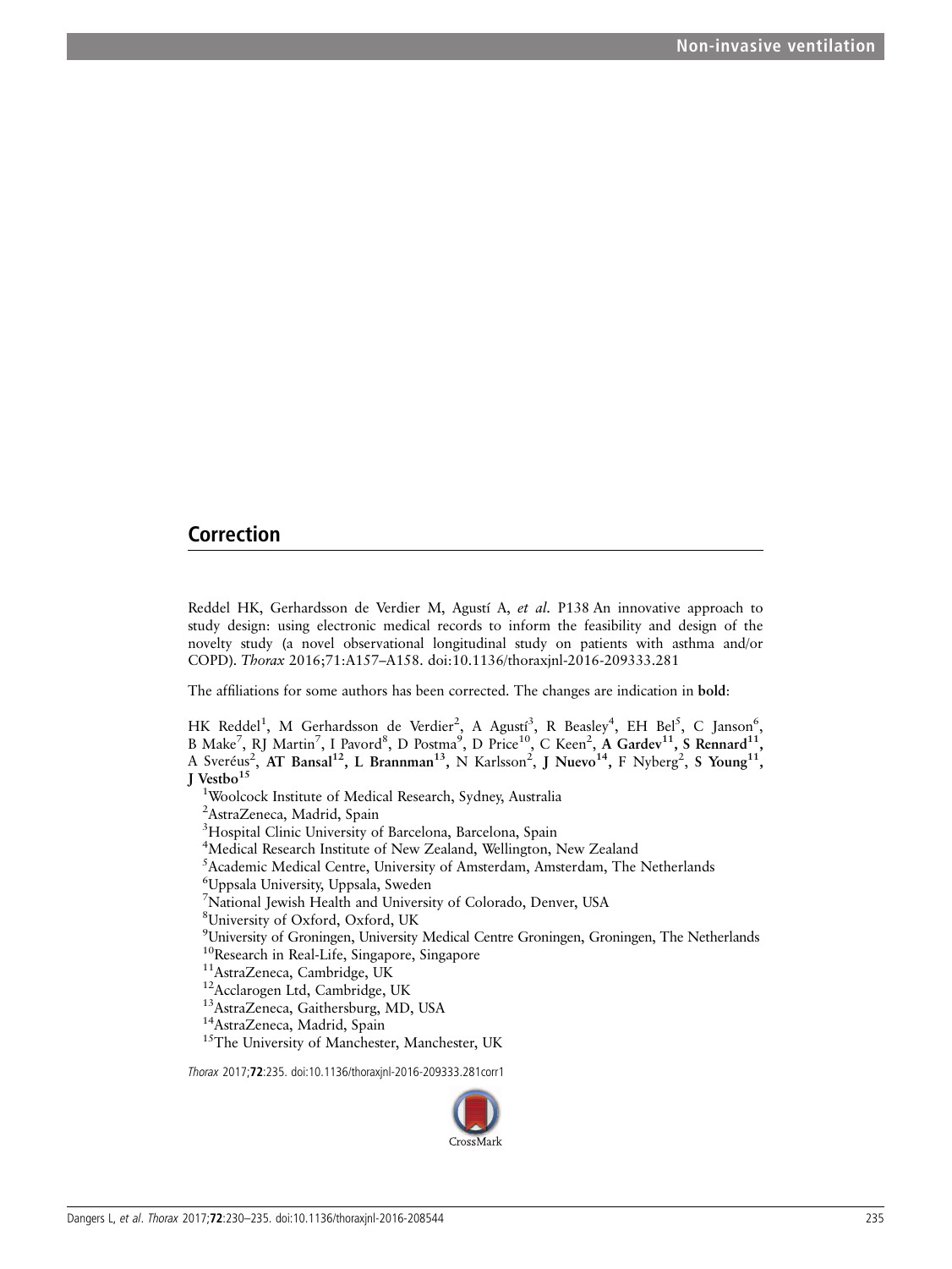## Correction

Reddel HK, Gerhardsson de Verdier M, Agustí A, *et al*. P138 An innovative approach to study design: using electronic medical records to inform the feasibility and design of the novelty study (a novel observational longitudinal study on patients with asthma and/or COPD). *Thorax* 2016;71:A157–A158. doi:10.1136/thoraxjnl-2016-209333.281

The affiliations for some authors has been corrected. The changes are indication in **bold**:

HK Reddel[1], M Gerhardsson de Verdier[2], A Agustí[3], R Beasley[4], EH Bel[5], C Janson[6], B Make[7], RJ Martin[7], I Pavord[8], D Postma[9], D Price[10], C Keen[2], **A Gardev[11], S Rennard[11]**, A Sveréus[2], **AT Bansal[12], L Brannman[13]**, N Karlsson[2], **J Nuevo[14]**, F Nyberg[2], **S Young[11]**, **J Vestbo[15]**

[1]Woolcock Institute of Medical Research, Sydney, Australia
[2]AstraZeneca, Madrid, Spain
[3]Hospital Clinic University of Barcelona, Barcelona, Spain
[4]Medical Research Institute of New Zealand, Wellington, New Zealand
[5]Academic Medical Centre, University of Amsterdam, Amsterdam, The Netherlands
[6]Uppsala University, Uppsala, Sweden
[7]National Jewish Health and University of Colorado, Denver, USA
[8]University of Oxford, Oxford, UK
[9]University of Groningen, University Medical Centre Groningen, Groningen, The Netherlands
[10]Research in Real-Life, Singapore, Singapore
[11]AstraZeneca, Cambridge, UK
[12]Acclarogen Ltd, Cambridge, UK
[13]AstraZeneca, Gaithersburg, MD, USA
[14]AstraZeneca, Madrid, Spain
[15]The University of Manchester, Manchester, UK

*Thorax* 2017;**72**:235. doi:10.1136/thoraxjnl-2016-209333.281corr1